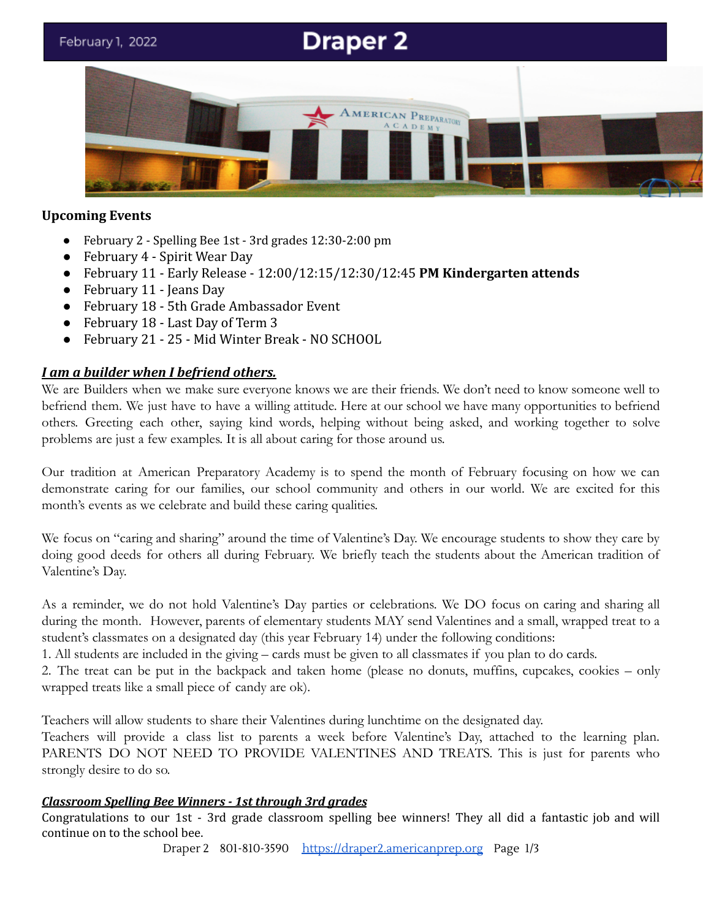February 1, 2022

# Draper 2

## Upcoming Events

- February 2 - Spelling Bee 1st - 3rd grades 12:30-2:00 pm
- February 4 - Spirit Wear Day
- February 11 - Early Release - 12:00/12:15/12:30/12:45 **PM Kindergarten attends**
- February 11 - Jeans Day
- February 18 - 5th Grade Ambassador Event
- February 18 - Last Day of Term 3
- February 21 - 25 - Mid Winter Break - NO SCHOOL

### ***I am a builder when I befriend others.***

We are Builders when we make sure everyone knows we are their friends. We don't need to know someone well to befriend them. We just have to have a willing attitude. Here at our school we have many opportunities to befriend others. Greeting each other, saying kind words, helping without being asked, and working together to solve problems are just a few examples. It is all about caring for those around us.

Our tradition at American Preparatory Academy is to spend the month of February focusing on how we can demonstrate caring for our families, our school community and others in our world. We are excited for this month's events as we celebrate and build these caring qualities.

We focus on "caring and sharing" around the time of Valentine's Day. We encourage students to show they care by doing good deeds for others all during February. We briefly teach the students about the American tradition of Valentine's Day.

As a reminder, we do not hold Valentine's Day parties or celebrations. We DO focus on caring and sharing all during the month. However, parents of elementary students MAY send Valentines and a small, wrapped treat to a student's classmates on a designated day (this year February 14) under the following conditions:

1. All students are included in the giving – cards must be given to all classmates if you plan to do cards.
2. The treat can be put in the backpack and taken home (please no donuts, muffins, cupcakes, cookies – only wrapped treats like a small piece of candy are ok).

Teachers will allow students to share their Valentines during lunchtime on the designated day.
Teachers will provide a class list to parents a week before Valentine's Day, attached to the learning plan. PARENTS DO NOT NEED TO PROVIDE VALENTINES AND TREATS. This is just for parents who strongly desire to do so.

### ***Classroom Spelling Bee Winners - 1st through 3rd grades***

Congratulations to our 1st - 3rd grade classroom spelling bee winners! They all did a fantastic job and will continue on to the school bee.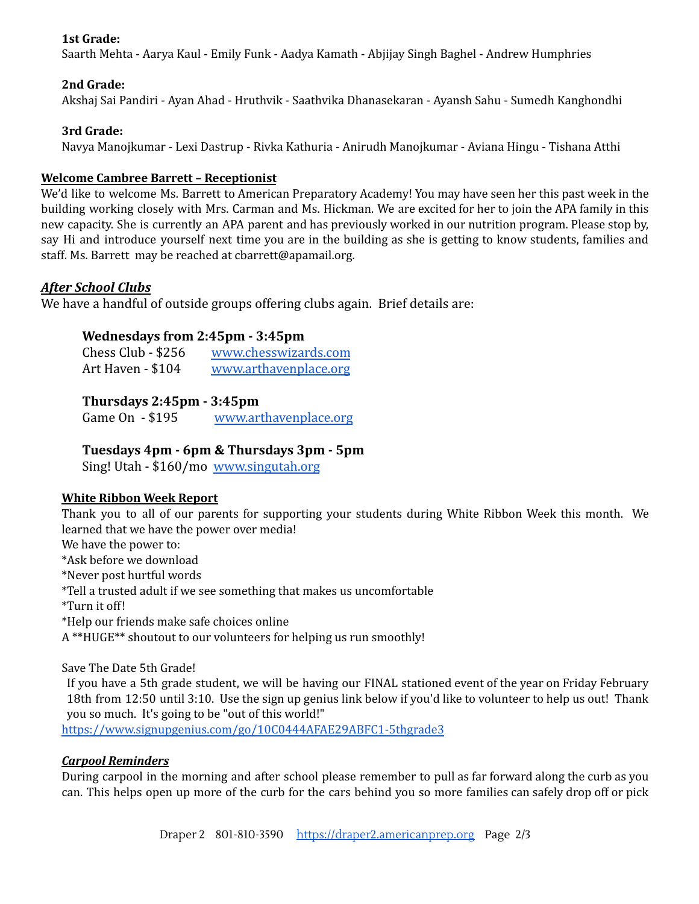**1st Grade:**
Saarth Mehta - Aarya Kaul - Emily Funk - Aadya Kamath - Abjijay Singh Baghel - Andrew Humphries

**2nd Grade:**
Akshaj Sai Pandiri - Ayan Ahad - Hruthvik - Saathvika Dhanasekaran - Ayansh Sahu - Sumedh Kanghondhi

**3rd Grade:**
Navya Manojkumar - Lexi Dastrup - Rivka Kathuria - Anirudh Manojkumar - Aviana Hingu - Tishana Atthi

**Welcome Cambree Barrett – Receptionist**

We'd like to welcome Ms. Barrett to American Preparatory Academy! You may have seen her this past week in the building working closely with Mrs. Carman and Ms. Hickman. We are excited for her to join the APA family in this new capacity. She is currently an APA parent and has previously worked in our nutrition program. Please stop by, say Hi and introduce yourself next time you are in the building as she is getting to know students, families and staff. Ms. Barrett may be reached at cbarrett@apamail.org.

## ***After School Clubs***

We have a handful of outside groups offering clubs again. Brief details are:

**Wednesdays from 2:45pm - 3:45pm**
Chess Club - $256 www.chesswizards.com
Art Haven - $104 www.arthavenplace.org

**Thursdays 2:45pm - 3:45pm**
Game On - $195 www.arthavenplace.org

**Tuesdays 4pm - 6pm & Thursdays 3pm - 5pm**
Sing! Utah - $160/mo www.singutah.org

**White Ribbon Week Report**

Thank you to all of our parents for supporting your students during White Ribbon Week this month. We learned that we have the power over media!
We have the power to:
*Ask before we download
*Never post hurtful words
*Tell a trusted adult if we see something that makes us uncomfortable
*Turn it off!
*Help our friends make safe choices online
A **HUGE** shoutout to our volunteers for helping us run smoothly!

Save The Date 5th Grade!
If you have a 5th grade student, we will be having our FINAL stationed event of the year on Friday February 18th from 12:50 until 3:10. Use the sign up genius link below if you'd like to volunteer to help us out! Thank you so much. It's going to be "out of this world!"
https://www.signupgenius.com/go/10C0444AFAE29ABFC1-5thgrade3

***Carpool Reminders***

During carpool in the morning and after school please remember to pull as far forward along the curb as you can. This helps open up more of the curb for the cars behind you so more families can safely drop off or pick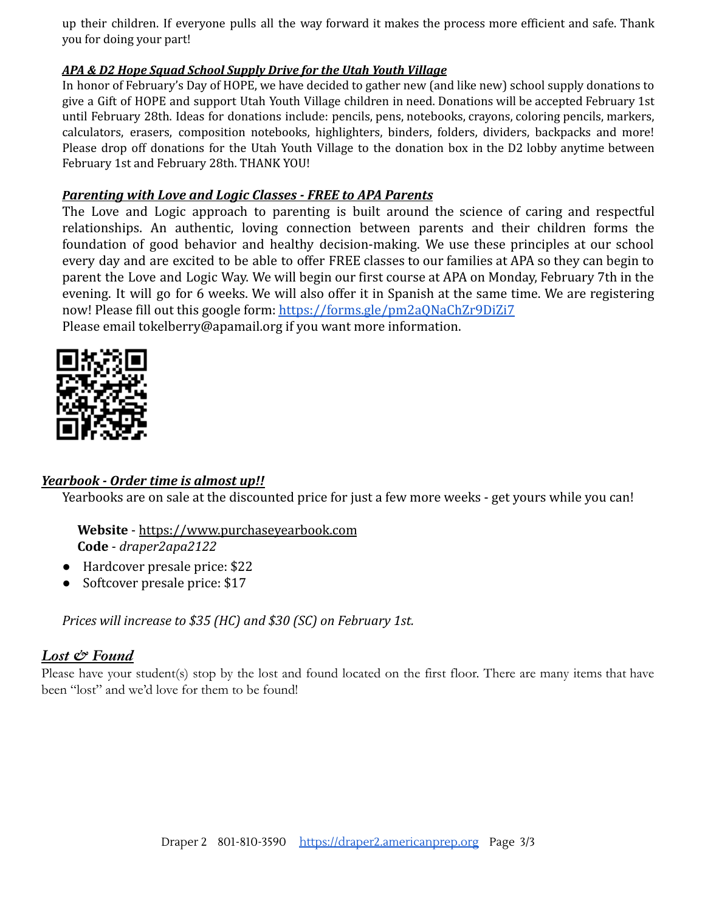up their children. If everyone pulls all the way forward it makes the process more efficient and safe. Thank you for doing your part!

***APA & D2 Hope Squad School Supply Drive for the Utah Youth Village***

In honor of February's Day of HOPE, we have decided to gather new (and like new) school supply donations to give a Gift of HOPE and support Utah Youth Village children in need. Donations will be accepted February 1st until February 28th. Ideas for donations include: pencils, pens, notebooks, crayons, coloring pencils, markers, calculators, erasers, composition notebooks, highlighters, binders, folders, dividers, backpacks and more! Please drop off donations for the Utah Youth Village to the donation box in the D2 lobby anytime between February 1st and February 28th. THANK YOU!

***Parenting with Love and Logic Classes - FREE to APA Parents***

The Love and Logic approach to parenting is built around the science of caring and respectful relationships. An authentic, loving connection between parents and their children forms the foundation of good behavior and healthy decision-making. We use these principles at our school every day and are excited to be able to offer FREE classes to our families at APA so they can begin to parent the Love and Logic Way. We will begin our first course at APA on Monday, February 7th in the evening. It will go for 6 weeks. We will also offer it in Spanish at the same time. We are registering now! Please fill out this google form: https://forms.gle/pm2aQNaChZr9DiZi7

Please email tokelberry@apamail.org if you want more information.

***Yearbook - Order time is almost up!!***

Yearbooks are on sale at the discounted price for just a few more weeks - get yours while you can!

**Website** - https://www.purchaseyearbook.com
**Code** - *draper2apa2122*

- Hardcover presale price: $22
- Softcover presale price: $17

*Prices will increase to $35 (HC) and $30 (SC) on February 1st.*

***Lost & Found***

Please have your student(s) stop by the lost and found located on the first floor. There are many items that have been "lost" and we'd love for them to be found!